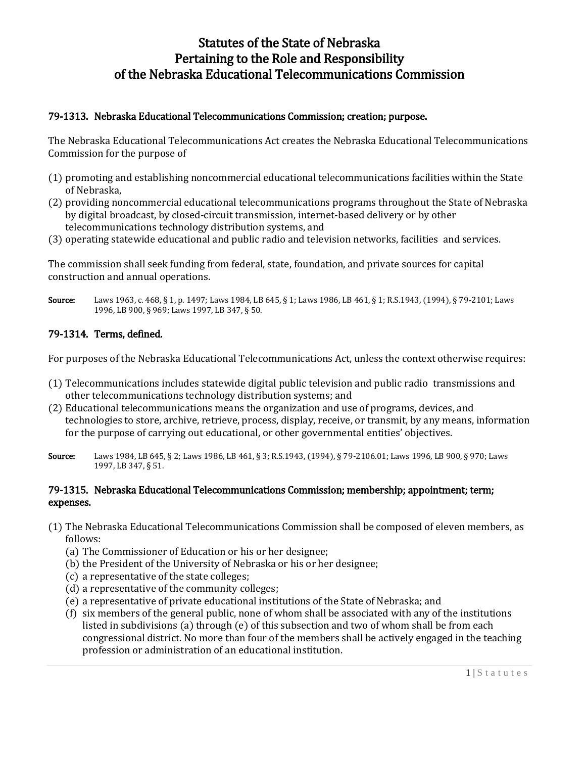# Statutes of the State of Nebraska Pertaining to the Role and Responsibility of the Nebraska Educational Telecommunications Commission

### 79-1313. Nebraska Educational Telecommunications Commission; creation; purpose.

The Nebraska Educational Telecommunications Act creates the Nebraska Educational Telecommunications Commission for the purpose of

(1) promoting and establishing noncommercial educational telecommunications facilities within the State of Nebraska,
(2) providing noncommercial educational telecommunications programs throughout the State of Nebraska by digital broadcast, by closed-circuit transmission, internet-based delivery or by other telecommunications technology distribution systems, and
(3) operating statewide educational and public radio and television networks, facilities and services.

The commission shall seek funding from federal, state, foundation, and private sources for capital construction and annual operations.

**Source:** Laws 1963, c. 468, § 1, p. 1497; Laws 1984, LB 645, § 1; Laws 1986, LB 461, § 1; R.S.1943, (1994), § 79-2101; Laws 1996, LB 900, § 969; Laws 1997, LB 347, § 50.

### 79-1314. Terms, defined.

For purposes of the Nebraska Educational Telecommunications Act, unless the context otherwise requires:

(1) Telecommunications includes statewide digital public television and public radio transmissions and other telecommunications technology distribution systems; and
(2) Educational telecommunications means the organization and use of programs, devices, and technologies to store, archive, retrieve, process, display, receive, or transmit, by any means, information for the purpose of carrying out educational, or other governmental entities' objectives.

**Source:** Laws 1984, LB 645, § 2; Laws 1986, LB 461, § 3; R.S.1943, (1994), § 79-2106.01; Laws 1996, LB 900, § 970; Laws 1997, LB 347, § 51.

### 79-1315. Nebraska Educational Telecommunications Commission; membership; appointment; term; expenses.

(1) The Nebraska Educational Telecommunications Commission shall be composed of eleven members, as follows:
   (a) The Commissioner of Education or his or her designee;
   (b) the President of the University of Nebraska or his or her designee;
   (c) a representative of the state colleges;
   (d) a representative of the community colleges;
   (e) a representative of private educational institutions of the State of Nebraska; and
   (f) six members of the general public, none of whom shall be associated with any of the institutions listed in subdivisions (a) through (e) of this subsection and two of whom shall be from each congressional district. No more than four of the members shall be actively engaged in the teaching profession or administration of an educational institution.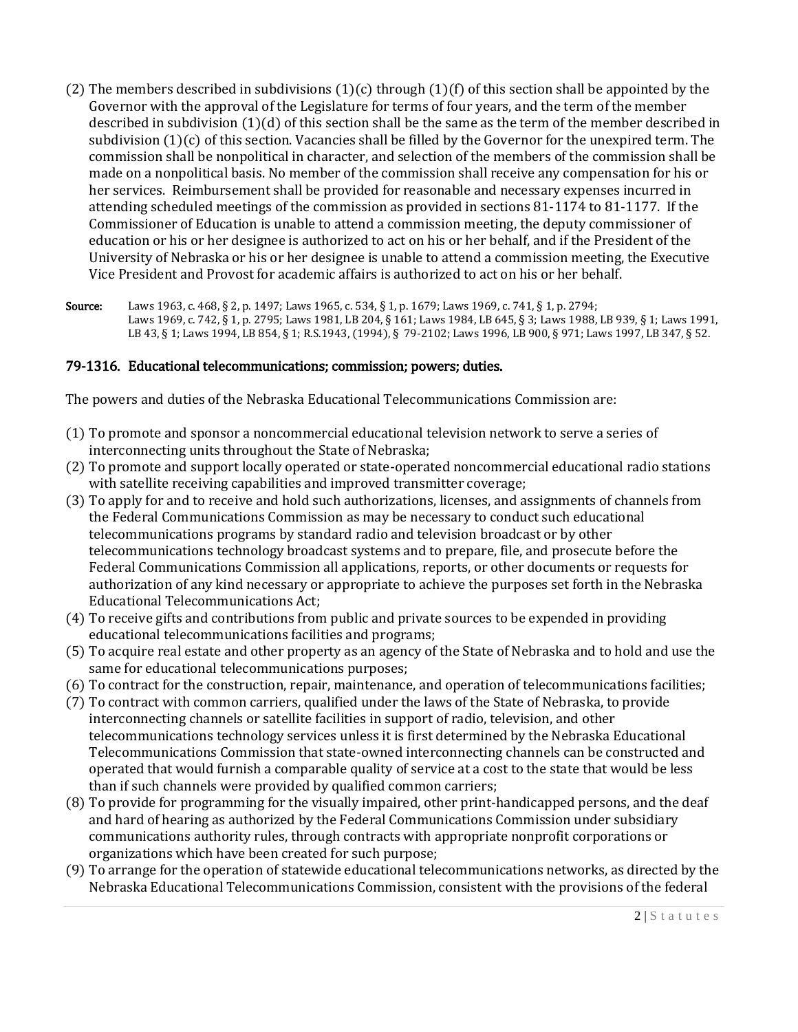(2) The members described in subdivisions (1)(c) through (1)(f) of this section shall be appointed by the Governor with the approval of the Legislature for terms of four years, and the term of the member described in subdivision (1)(d) of this section shall be the same as the term of the member described in subdivision (1)(c) of this section. Vacancies shall be filled by the Governor for the unexpired term. The commission shall be nonpolitical in character, and selection of the members of the commission shall be made on a nonpolitical basis. No member of the commission shall receive any compensation for his or her services. Reimbursement shall be provided for reasonable and necessary expenses incurred in attending scheduled meetings of the commission as provided in sections 81-1174 to 81-1177. If the Commissioner of Education is unable to attend a commission meeting, the deputy commissioner of education or his or her designee is authorized to act on his or her behalf, and if the President of the University of Nebraska or his or her designee is unable to attend a commission meeting, the Executive Vice President and Provost for academic affairs is authorized to act on his or her behalf.

**Source:** Laws 1963, c. 468, § 2, p. 1497; Laws 1965, c. 534, § 1, p. 1679; Laws 1969, c. 741, § 1, p. 2794; Laws 1969, c. 742, § 1, p. 2795; Laws 1981, LB 204, § 161; Laws 1984, LB 645, § 3; Laws 1988, LB 939, § 1; Laws 1991, LB 43, § 1; Laws 1994, LB 854, § 1; R.S.1943, (1994), § 79-2102; Laws 1996, LB 900, § 971; Laws 1997, LB 347, § 52.

### 79-1316. Educational telecommunications; commission; powers; duties.

The powers and duties of the Nebraska Educational Telecommunications Commission are:

(1) To promote and sponsor a noncommercial educational television network to serve a series of interconnecting units throughout the State of Nebraska;
(2) To promote and support locally operated or state-operated noncommercial educational radio stations with satellite receiving capabilities and improved transmitter coverage;
(3) To apply for and to receive and hold such authorizations, licenses, and assignments of channels from the Federal Communications Commission as may be necessary to conduct such educational telecommunications programs by standard radio and television broadcast or by other telecommunications technology broadcast systems and to prepare, file, and prosecute before the Federal Communications Commission all applications, reports, or other documents or requests for authorization of any kind necessary or appropriate to achieve the purposes set forth in the Nebraska Educational Telecommunications Act;
(4) To receive gifts and contributions from public and private sources to be expended in providing educational telecommunications facilities and programs;
(5) To acquire real estate and other property as an agency of the State of Nebraska and to hold and use the same for educational telecommunications purposes;
(6) To contract for the construction, repair, maintenance, and operation of telecommunications facilities;
(7) To contract with common carriers, qualified under the laws of the State of Nebraska, to provide interconnecting channels or satellite facilities in support of radio, television, and other telecommunications technology services unless it is first determined by the Nebraska Educational Telecommunications Commission that state-owned interconnecting channels can be constructed and operated that would furnish a comparable quality of service at a cost to the state that would be less than if such channels were provided by qualified common carriers;
(8) To provide for programming for the visually impaired, other print-handicapped persons, and the deaf and hard of hearing as authorized by the Federal Communications Commission under subsidiary communications authority rules, through contracts with appropriate nonprofit corporations or organizations which have been created for such purpose;
(9) To arrange for the operation of statewide educational telecommunications networks, as directed by the Nebraska Educational Telecommunications Commission, consistent with the provisions of the federal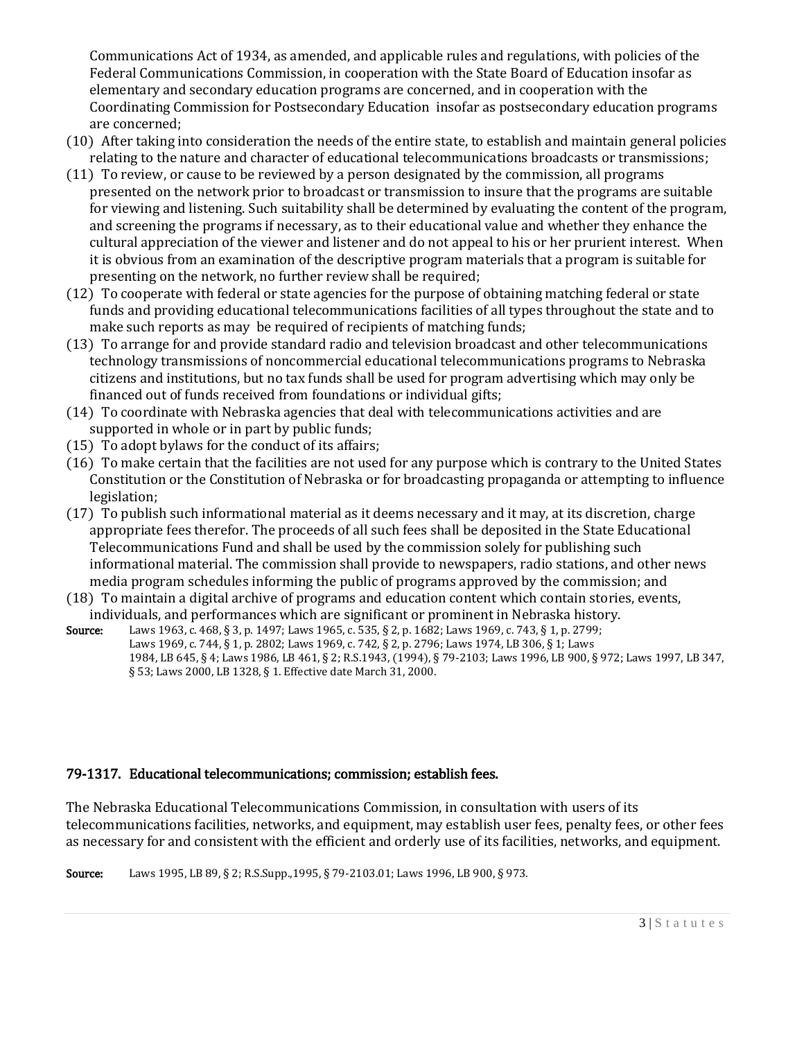Communications Act of 1934, as amended, and applicable rules and regulations, with policies of the Federal Communications Commission, in cooperation with the State Board of Education insofar as elementary and secondary education programs are concerned, and in cooperation with the Coordinating Commission for Postsecondary Education insofar as postsecondary education programs are concerned;

(10) After taking into consideration the needs of the entire state, to establish and maintain general policies relating to the nature and character of educational telecommunications broadcasts or transmissions;

(11) To review, or cause to be reviewed by a person designated by the commission, all programs presented on the network prior to broadcast or transmission to insure that the programs are suitable for viewing and listening. Such suitability shall be determined by evaluating the content of the program, and screening the programs if necessary, as to their educational value and whether they enhance the cultural appreciation of the viewer and listener and do not appeal to his or her prurient interest. When it is obvious from an examination of the descriptive program materials that a program is suitable for presenting on the network, no further review shall be required;

(12) To cooperate with federal or state agencies for the purpose of obtaining matching federal or state funds and providing educational telecommunications facilities of all types throughout the state and to make such reports as may be required of recipients of matching funds;

(13) To arrange for and provide standard radio and television broadcast and other telecommunications technology transmissions of noncommercial educational telecommunications programs to Nebraska citizens and institutions, but no tax funds shall be used for program advertising which may only be financed out of funds received from foundations or individual gifts;

(14) To coordinate with Nebraska agencies that deal with telecommunications activities and are supported in whole or in part by public funds;

(15) To adopt bylaws for the conduct of its affairs;

(16) To make certain that the facilities are not used for any purpose which is contrary to the United States Constitution or the Constitution of Nebraska or for broadcasting propaganda or attempting to influence legislation;

(17) To publish such informational material as it deems necessary and it may, at its discretion, charge appropriate fees therefor. The proceeds of all such fees shall be deposited in the State Educational Telecommunications Fund and shall be used by the commission solely for publishing such informational material. The commission shall provide to newspapers, radio stations, and other news media program schedules informing the public of programs approved by the commission; and

(18) To maintain a digital archive of programs and education content which contain stories, events, individuals, and performances which are significant or prominent in Nebraska history.

**Source:** Laws 1963, c. 468, § 3, p. 1497; Laws 1965, c. 535, § 2, p. 1682; Laws 1969, c. 743, § 1, p. 2799; Laws 1969, c. 744, § 1, p. 2802; Laws 1969, c. 742, § 2, p. 2796; Laws 1974, LB 306, § 1; Laws 1984, LB 645, § 4; Laws 1986, LB 461, § 2; R.S.1943, (1994), § 79-2103; Laws 1996, LB 900, § 972; Laws 1997, LB 347, § 53; Laws 2000, LB 1328, § 1. Effective date March 31, 2000.

### 79-1317. Educational telecommunications; commission; establish fees.

The Nebraska Educational Telecommunications Commission, in consultation with users of its telecommunications facilities, networks, and equipment, may establish user fees, penalty fees, or other fees as necessary for and consistent with the efficient and orderly use of its facilities, networks, and equipment.

**Source:** Laws 1995, LB 89, § 2; R.S.Supp.,1995, § 79-2103.01; Laws 1996, LB 900, § 973.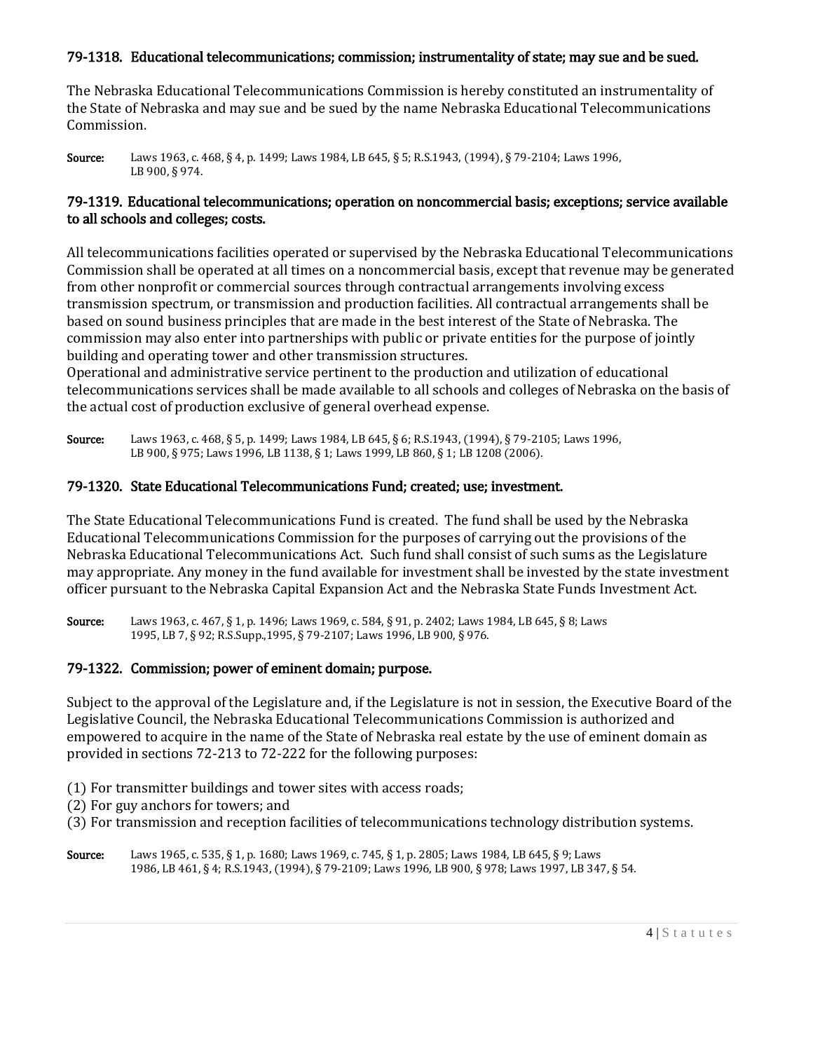### 79-1318. Educational telecommunications; commission; instrumentality of state; may sue and be sued.

The Nebraska Educational Telecommunications Commission is hereby constituted an instrumentality of the State of Nebraska and may sue and be sued by the name Nebraska Educational Telecommunications Commission.

**Source:** Laws 1963, c. 468, § 4, p. 1499; Laws 1984, LB 645, § 5; R.S.1943, (1994), § 79-2104; Laws 1996, LB 900, § 974.

### 79-1319. Educational telecommunications; operation on noncommercial basis; exceptions; service available to all schools and colleges; costs.

All telecommunications facilities operated or supervised by the Nebraska Educational Telecommunications Commission shall be operated at all times on a noncommercial basis, except that revenue may be generated from other nonprofit or commercial sources through contractual arrangements involving excess transmission spectrum, or transmission and production facilities. All contractual arrangements shall be based on sound business principles that are made in the best interest of the State of Nebraska. The commission may also enter into partnerships with public or private entities for the purpose of jointly building and operating tower and other transmission structures.

Operational and administrative service pertinent to the production and utilization of educational telecommunications services shall be made available to all schools and colleges of Nebraska on the basis of the actual cost of production exclusive of general overhead expense.

**Source:** Laws 1963, c. 468, § 5, p. 1499; Laws 1984, LB 645, § 6; R.S.1943, (1994), § 79-2105; Laws 1996, LB 900, § 975; Laws 1996, LB 1138, § 1; Laws 1999, LB 860, § 1; LB 1208 (2006).

### 79-1320. State Educational Telecommunications Fund; created; use; investment.

The State Educational Telecommunications Fund is created. The fund shall be used by the Nebraska Educational Telecommunications Commission for the purposes of carrying out the provisions of the Nebraska Educational Telecommunications Act. Such fund shall consist of such sums as the Legislature may appropriate. Any money in the fund available for investment shall be invested by the state investment officer pursuant to the Nebraska Capital Expansion Act and the Nebraska State Funds Investment Act.

**Source:** Laws 1963, c. 467, § 1, p. 1496; Laws 1969, c. 584, § 91, p. 2402; Laws 1984, LB 645, § 8; Laws 1995, LB 7, § 92; R.S.Supp.,1995, § 79-2107; Laws 1996, LB 900, § 976.

### 79-1322. Commission; power of eminent domain; purpose.

Subject to the approval of the Legislature and, if the Legislature is not in session, the Executive Board of the Legislative Council, the Nebraska Educational Telecommunications Commission is authorized and empowered to acquire in the name of the State of Nebraska real estate by the use of eminent domain as provided in sections 72-213 to 72-222 for the following purposes:

(1) For transmitter buildings and tower sites with access roads;
(2) For guy anchors for towers; and
(3) For transmission and reception facilities of telecommunications technology distribution systems.

**Source:** Laws 1965, c. 535, § 1, p. 1680; Laws 1969, c. 745, § 1, p. 2805; Laws 1984, LB 645, § 9; Laws 1986, LB 461, § 4; R.S.1943, (1994), § 79-2109; Laws 1996, LB 900, § 978; Laws 1997, LB 347, § 54.